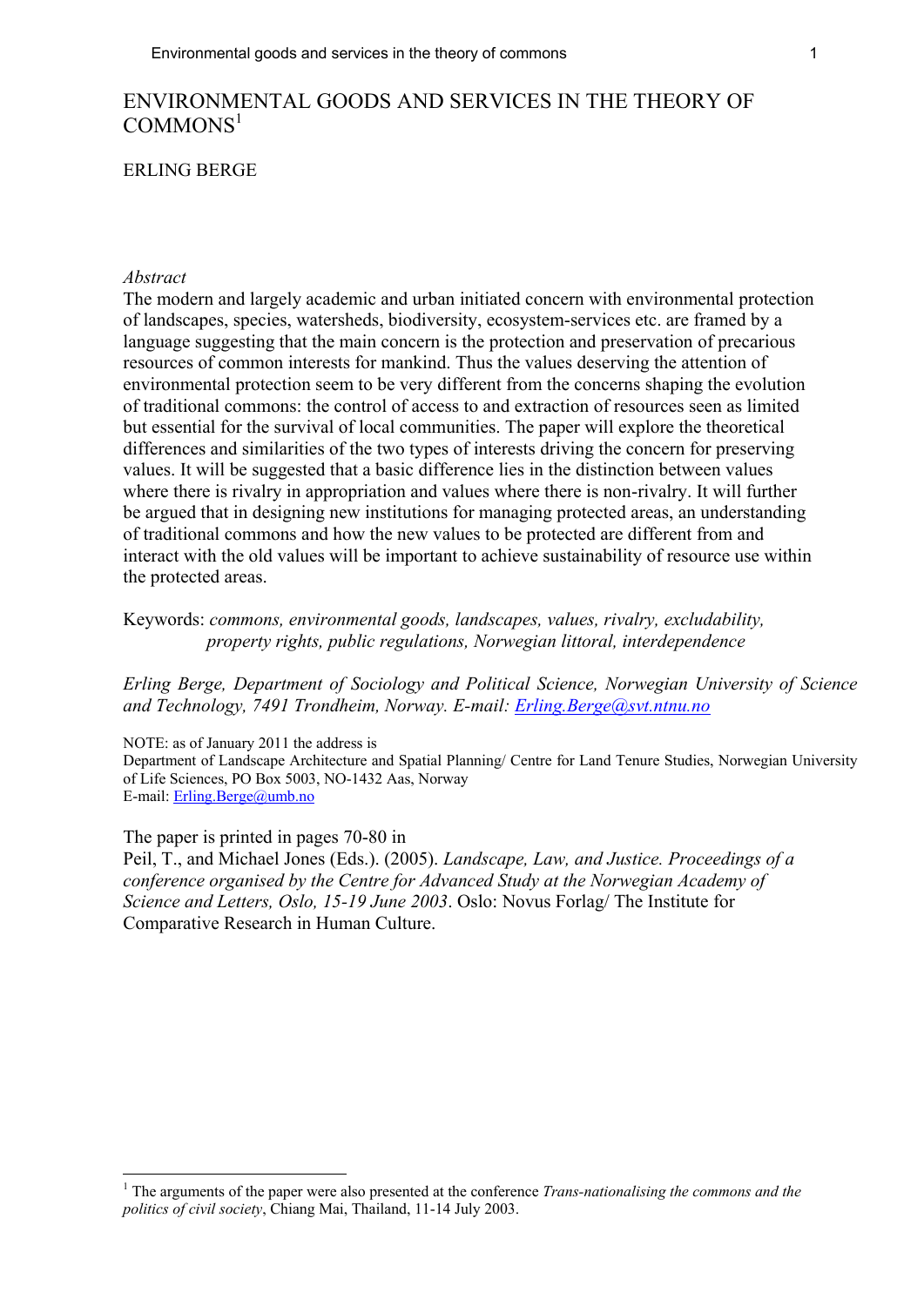# ENVIRONMENTAL GOODS AND SERVICES IN THE THEORY OF COMMONS[1]

ERLING BERGE

*Abstract*

The modern and largely academic and urban initiated concern with environmental protection of landscapes, species, watersheds, biodiversity, ecosystem-services etc. are framed by a language suggesting that the main concern is the protection and preservation of precarious resources of common interests for mankind. Thus the values deserving the attention of environmental protection seem to be very different from the concerns shaping the evolution of traditional commons: the control of access to and extraction of resources seen as limited but essential for the survival of local communities. The paper will explore the theoretical differences and similarities of the two types of interests driving the concern for preserving values. It will be suggested that a basic difference lies in the distinction between values where there is rivalry in appropriation and values where there is non-rivalry. It will further be argued that in designing new institutions for managing protected areas, an understanding of traditional commons and how the new values to be protected are different from and interact with the old values will be important to achieve sustainability of resource use within the protected areas.

Keywords: *commons, environmental goods, landscapes, values, rivalry, excludability, property rights, public regulations, Norwegian littoral, interdependence*

*Erling Berge, Department of Sociology and Political Science, Norwegian University of Science and Technology, 7491 Trondheim, Norway. E-mail: Erling.Berge@svt.ntnu.no*

NOTE: as of January 2011 the address is
Department of Landscape Architecture and Spatial Planning/ Centre for Land Tenure Studies, Norwegian University of Life Sciences, PO Box 5003, NO-1432 Aas, Norway
E-mail: Erling.Berge@umb.no

The paper is printed in pages 70-80 in
Peil, T., and Michael Jones (Eds.). (2005). *Landscape, Law, and Justice. Proceedings of a conference organised by the Centre for Advanced Study at the Norwegian Academy of Science and Letters, Oslo, 15-19 June 2003*. Oslo: Novus Forlag/ The Institute for Comparative Research in Human Culture.

[1] The arguments of the paper were also presented at the conference *Trans-nationalising the commons and the politics of civil society*, Chiang Mai, Thailand, 11-14 July 2003.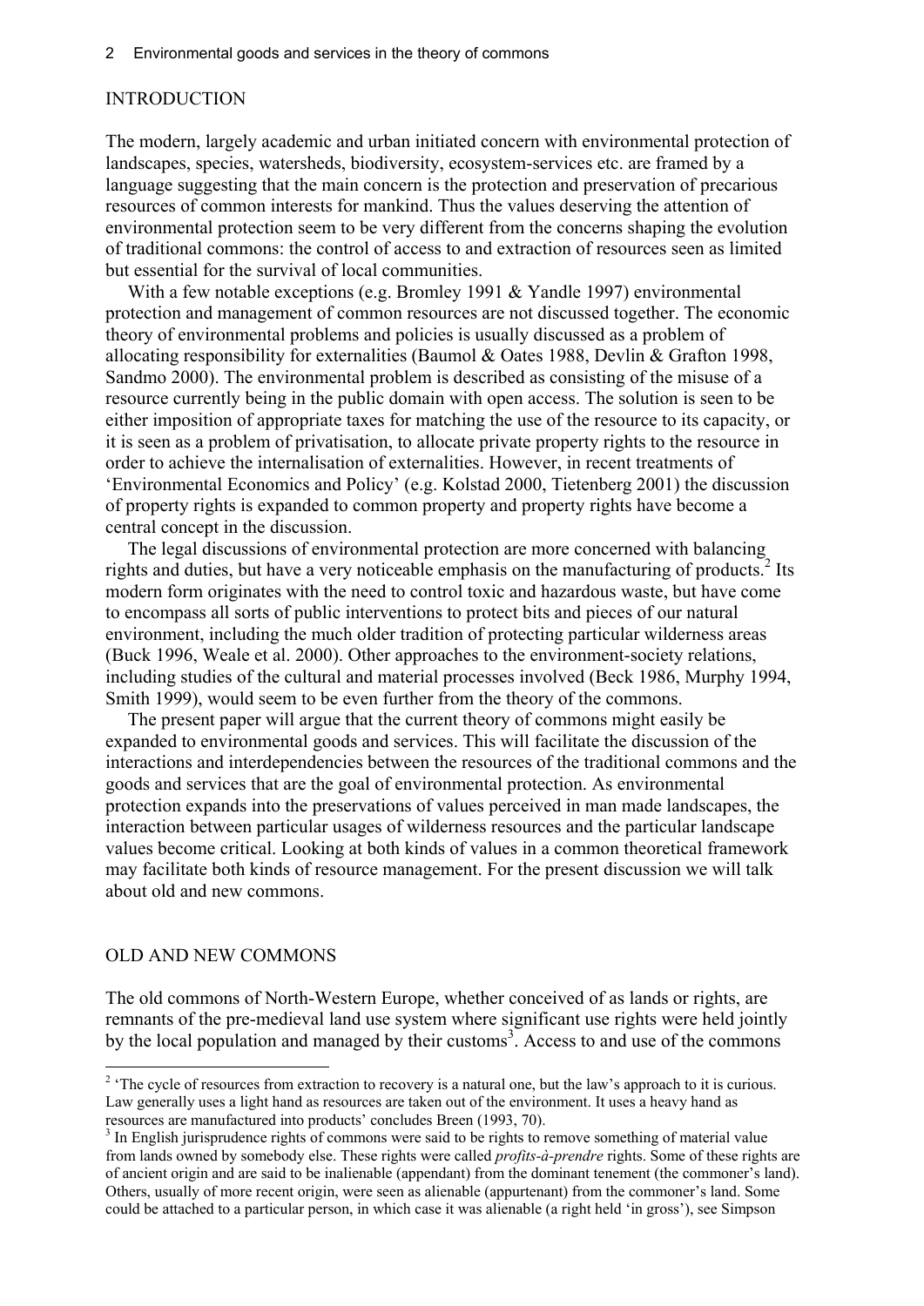## INTRODUCTION

The modern, largely academic and urban initiated concern with environmental protection of landscapes, species, watersheds, biodiversity, ecosystem-services etc. are framed by a language suggesting that the main concern is the protection and preservation of precarious resources of common interests for mankind. Thus the values deserving the attention of environmental protection seem to be very different from the concerns shaping the evolution of traditional commons: the control of access to and extraction of resources seen as limited but essential for the survival of local communities.

With a few notable exceptions (e.g. Bromley 1991 & Yandle 1997) environmental protection and management of common resources are not discussed together. The economic theory of environmental problems and policies is usually discussed as a problem of allocating responsibility for externalities (Baumol & Oates 1988, Devlin & Grafton 1998, Sandmo 2000). The environmental problem is described as consisting of the misuse of a resource currently being in the public domain with open access. The solution is seen to be either imposition of appropriate taxes for matching the use of the resource to its capacity, or it is seen as a problem of privatisation, to allocate private property rights to the resource in order to achieve the internalisation of externalities. However, in recent treatments of 'Environmental Economics and Policy' (e.g. Kolstad 2000, Tietenberg 2001) the discussion of property rights is expanded to common property and property rights have become a central concept in the discussion.

The legal discussions of environmental protection are more concerned with balancing rights and duties, but have a very noticeable emphasis on the manufacturing of products.[2] Its modern form originates with the need to control toxic and hazardous waste, but have come to encompass all sorts of public interventions to protect bits and pieces of our natural environment, including the much older tradition of protecting particular wilderness areas (Buck 1996, Weale et al. 2000). Other approaches to the environment-society relations, including studies of the cultural and material processes involved (Beck 1986, Murphy 1994, Smith 1999), would seem to be even further from the theory of the commons.

The present paper will argue that the current theory of commons might easily be expanded to environmental goods and services. This will facilitate the discussion of the interactions and interdependencies between the resources of the traditional commons and the goods and services that are the goal of environmental protection. As environmental protection expands into the preservations of values perceived in man made landscapes, the interaction between particular usages of wilderness resources and the particular landscape values become critical. Looking at both kinds of values in a common theoretical framework may facilitate both kinds of resource management. For the present discussion we will talk about old and new commons.

## OLD AND NEW COMMONS

The old commons of North-Western Europe, whether conceived of as lands or rights, are remnants of the pre-medieval land use system where significant use rights were held jointly by the local population and managed by their customs[3]. Access to and use of the commons

---

[2] 'The cycle of resources from extraction to recovery is a natural one, but the law's approach to it is curious. Law generally uses a light hand as resources are taken out of the environment. It uses a heavy hand as resources are manufactured into products' concludes Breen (1993, 70).

[3] In English jurisprudence rights of commons were said to be rights to remove something of material value from lands owned by somebody else. These rights were called *profits-à-prendre* rights. Some of these rights are of ancient origin and are said to be inalienable (appendant) from the dominant tenement (the commoner's land). Others, usually of more recent origin, were seen as alienable (appurtenant) from the commoner's land. Some could be attached to a particular person, in which case it was alienable (a right held 'in gross'), see Simpson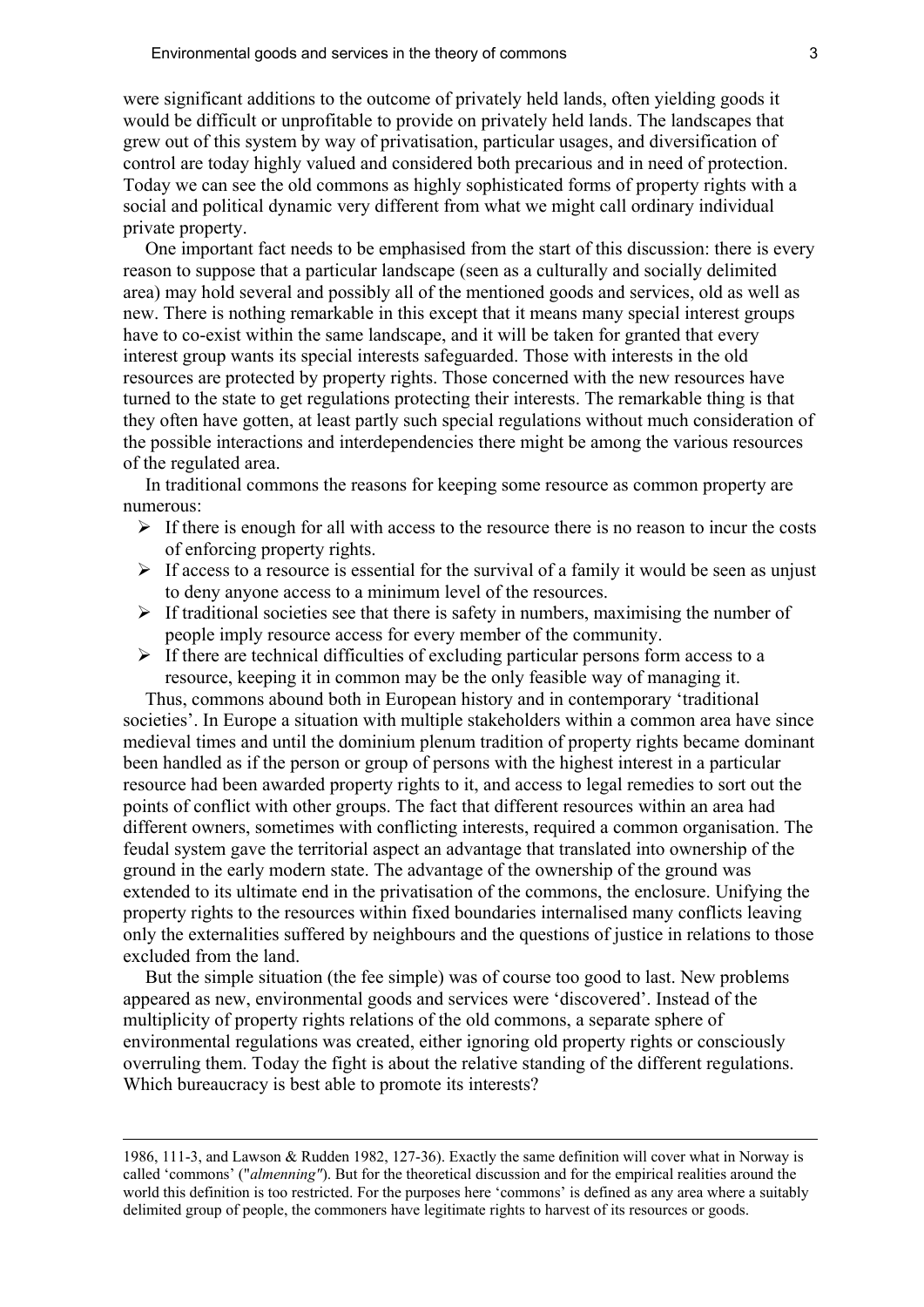were significant additions to the outcome of privately held lands, often yielding goods it would be difficult or unprofitable to provide on privately held lands. The landscapes that grew out of this system by way of privatisation, particular usages, and diversification of control are today highly valued and considered both precarious and in need of protection. Today we can see the old commons as highly sophisticated forms of property rights with a social and political dynamic very different from what we might call ordinary individual private property.

One important fact needs to be emphasised from the start of this discussion: there is every reason to suppose that a particular landscape (seen as a culturally and socially delimited area) may hold several and possibly all of the mentioned goods and services, old as well as new. There is nothing remarkable in this except that it means many special interest groups have to co-exist within the same landscape, and it will be taken for granted that every interest group wants its special interests safeguarded. Those with interests in the old resources are protected by property rights. Those concerned with the new resources have turned to the state to get regulations protecting their interests. The remarkable thing is that they often have gotten, at least partly such special regulations without much consideration of the possible interactions and interdependencies there might be among the various resources of the regulated area.

In traditional commons the reasons for keeping some resource as common property are numerous:

- If there is enough for all with access to the resource there is no reason to incur the costs of enforcing property rights.
- If access to a resource is essential for the survival of a family it would be seen as unjust to deny anyone access to a minimum level of the resources.
- If traditional societies see that there is safety in numbers, maximising the number of people imply resource access for every member of the community.
- If there are technical difficulties of excluding particular persons form access to a resource, keeping it in common may be the only feasible way of managing it.

Thus, commons abound both in European history and in contemporary 'traditional societies'. In Europe a situation with multiple stakeholders within a common area have since medieval times and until the dominium plenum tradition of property rights became dominant been handled as if the person or group of persons with the highest interest in a particular resource had been awarded property rights to it, and access to legal remedies to sort out the points of conflict with other groups. The fact that different resources within an area had different owners, sometimes with conflicting interests, required a common organisation. The feudal system gave the territorial aspect an advantage that translated into ownership of the ground in the early modern state. The advantage of the ownership of the ground was extended to its ultimate end in the privatisation of the commons, the enclosure. Unifying the property rights to the resources within fixed boundaries internalised many conflicts leaving only the externalities suffered by neighbours and the questions of justice in relations to those excluded from the land.

But the simple situation (the fee simple) was of course too good to last. New problems appeared as new, environmental goods and services were 'discovered'. Instead of the multiplicity of property rights relations of the old commons, a separate sphere of environmental regulations was created, either ignoring old property rights or consciously overruling them. Today the fight is about the relative standing of the different regulations. Which bureaucracy is best able to promote its interests?

---

1986, 111-3, and Lawson & Rudden 1982, 127-36). Exactly the same definition will cover what in Norway is called 'commons' ("*almenning"*). But for the theoretical discussion and for the empirical realities around the world this definition is too restricted. For the purposes here 'commons' is defined as any area where a suitably delimited group of people, the commoners have legitimate rights to harvest of its resources or goods.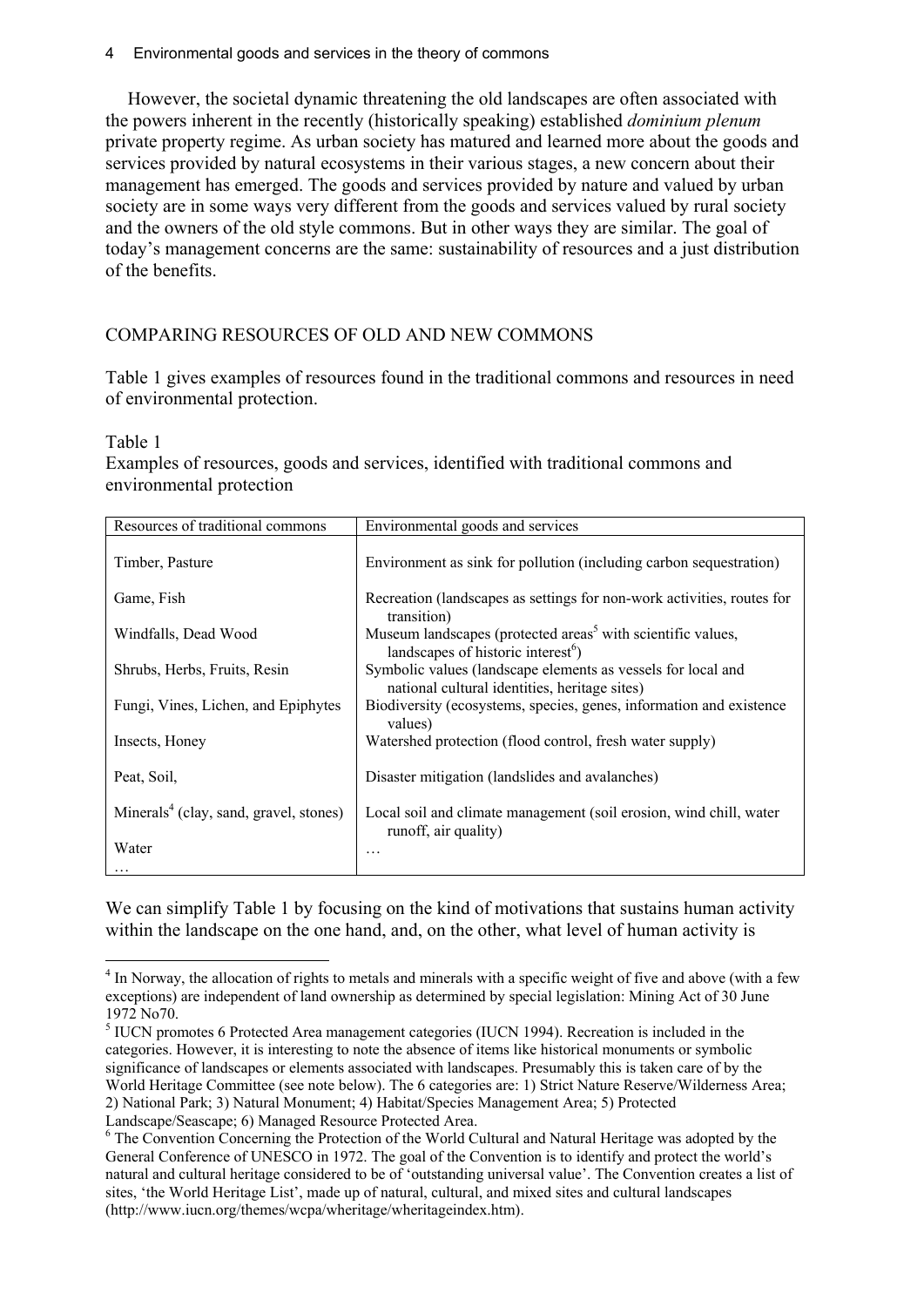However, the societal dynamic threatening the old landscapes are often associated with the powers inherent in the recently (historically speaking) established *dominium plenum* private property regime. As urban society has matured and learned more about the goods and services provided by natural ecosystems in their various stages, a new concern about their management has emerged. The goods and services provided by nature and valued by urban society are in some ways very different from the goods and services valued by rural society and the owners of the old style commons. But in other ways they are similar. The goal of today's management concerns are the same: sustainability of resources and a just distribution of the benefits.

## COMPARING RESOURCES OF OLD AND NEW COMMONS

Table 1 gives examples of resources found in the traditional commons and resources in need of environmental protection.

Table 1
Examples of resources, goods and services, identified with traditional commons and environmental protection

| Resources of traditional commons | Environmental goods and services |
|---|---|
| Timber, Pasture | Environment as sink for pollution (including carbon sequestration) |
| Game, Fish | Recreation (landscapes as settings for non-work activities, routes for transition) |
| Windfalls, Dead Wood | Museum landscapes (protected areas[5] with scientific values, landscapes of historic interest[6]) |
| Shrubs, Herbs, Fruits, Resin | Symbolic values (landscape elements as vessels for local and national cultural identities, heritage sites) |
| Fungi, Vines, Lichen, and Epiphytes | Biodiversity (ecosystems, species, genes, information and existence values) |
| Insects, Honey | Watershed protection (flood control, fresh water supply) |
| Peat, Soil, | Disaster mitigation (landslides and avalanches) |
| Minerals[4] (clay, sand, gravel, stones) | Local soil and climate management (soil erosion, wind chill, water runoff, air quality) |
| Water | … |
| … | |

We can simplify Table 1 by focusing on the kind of motivations that sustains human activity within the landscape on the one hand, and, on the other, what level of human activity is

[4] In Norway, the allocation of rights to metals and minerals with a specific weight of five and above (with a few exceptions) are independent of land ownership as determined by special legislation: Mining Act of 30 June 1972 No70.

[5] IUCN promotes 6 Protected Area management categories (IUCN 1994). Recreation is included in the categories. However, it is interesting to note the absence of items like historical monuments or symbolic significance of landscapes or elements associated with landscapes. Presumably this is taken care of by the World Heritage Committee (see note below). The 6 categories are: 1) Strict Nature Reserve/Wilderness Area; 2) National Park; 3) Natural Monument; 4) Habitat/Species Management Area; 5) Protected Landscape/Seascape; 6) Managed Resource Protected Area.

[6] The Convention Concerning the Protection of the World Cultural and Natural Heritage was adopted by the General Conference of UNESCO in 1972. The goal of the Convention is to identify and protect the world's natural and cultural heritage considered to be of 'outstanding universal value'. The Convention creates a list of sites, 'the World Heritage List', made up of natural, cultural, and mixed sites and cultural landscapes (http://www.iucn.org/themes/wcpa/wheritage/wheritageindex.htm).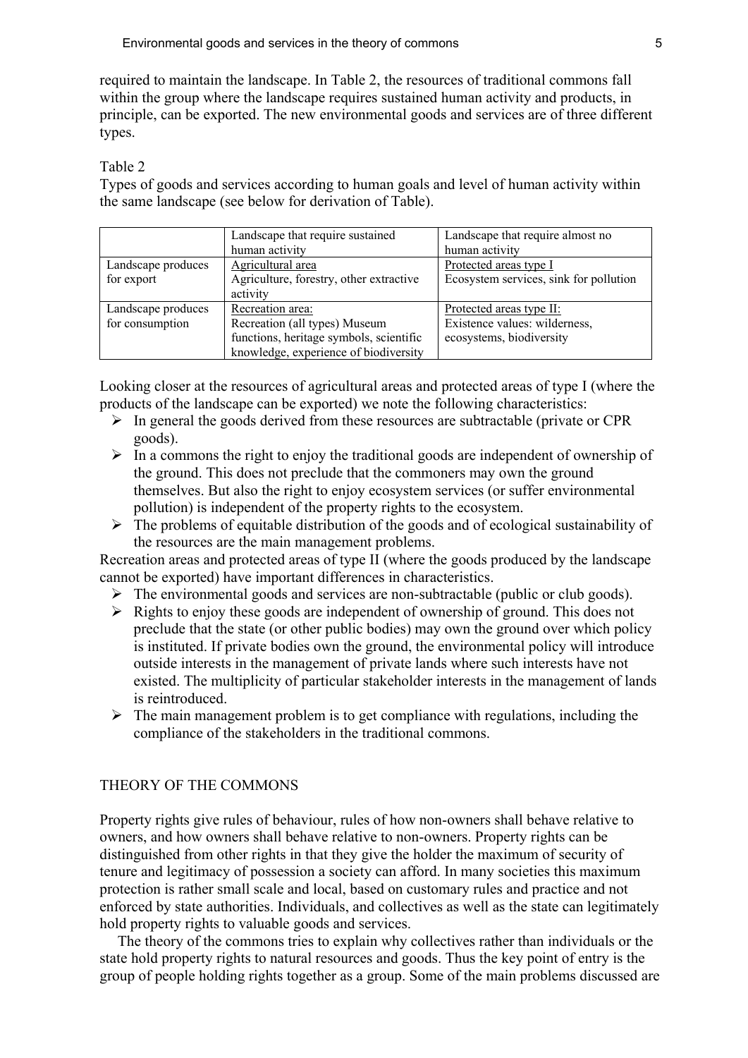required to maintain the landscape. In Table 2, the resources of traditional commons fall within the group where the landscape requires sustained human activity and products, in principle, can be exported. The new environmental goods and services are of three different types.

Table 2

Types of goods and services according to human goals and level of human activity within the same landscape (see below for derivation of Table).

| | Landscape that require sustained human activity | Landscape that require almost no human activity |
|---|---|---|
| Landscape produces for export | Agricultural area<br>Agriculture, forestry, other extractive activity | Protected areas type I<br>Ecosystem services, sink for pollution |
| Landscape produces for consumption | Recreation area:<br>Recreation (all types) Museum functions, heritage symbols, scientific knowledge, experience of biodiversity | Protected areas type II:<br>Existence values: wilderness, ecosystems, biodiversity |

Looking closer at the resources of agricultural areas and protected areas of type I (where the products of the landscape can be exported) we note the following characteristics:

- In general the goods derived from these resources are subtractable (private or CPR goods).
- In a commons the right to enjoy the traditional goods are independent of ownership of the ground. This does not preclude that the commoners may own the ground themselves. But also the right to enjoy ecosystem services (or suffer environmental pollution) is independent of the property rights to the ecosystem.
- The problems of equitable distribution of the goods and of ecological sustainability of the resources are the main management problems.

Recreation areas and protected areas of type II (where the goods produced by the landscape cannot be exported) have important differences in characteristics.

- The environmental goods and services are non-subtractable (public or club goods).
- Rights to enjoy these goods are independent of ownership of ground. This does not preclude that the state (or other public bodies) may own the ground over which policy is instituted. If private bodies own the ground, the environmental policy will introduce outside interests in the management of private lands where such interests have not existed. The multiplicity of particular stakeholder interests in the management of lands is reintroduced.
- The main management problem is to get compliance with regulations, including the compliance of the stakeholders in the traditional commons.

## THEORY OF THE COMMONS

Property rights give rules of behaviour, rules of how non-owners shall behave relative to owners, and how owners shall behave relative to non-owners. Property rights can be distinguished from other rights in that they give the holder the maximum of security of tenure and legitimacy of possession a society can afford. In many societies this maximum protection is rather small scale and local, based on customary rules and practice and not enforced by state authorities. Individuals, and collectives as well as the state can legitimately hold property rights to valuable goods and services.

The theory of the commons tries to explain why collectives rather than individuals or the state hold property rights to natural resources and goods. Thus the key point of entry is the group of people holding rights together as a group. Some of the main problems discussed are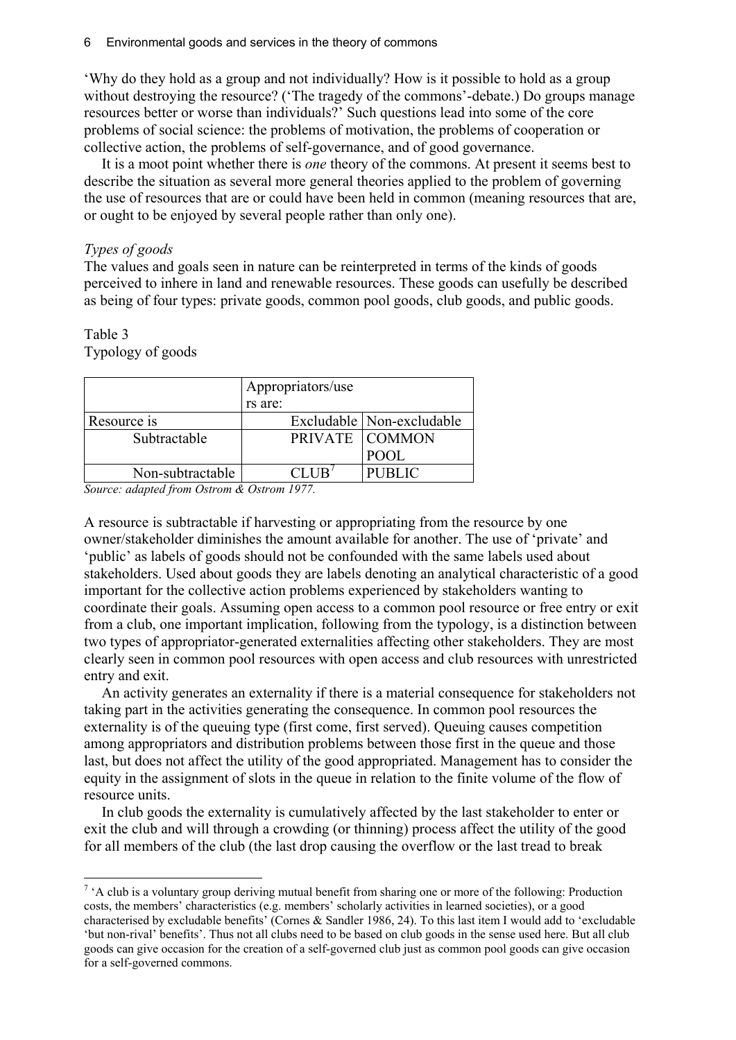'Why do they hold as a group and not individually? How is it possible to hold as a group without destroying the resource? ('The tragedy of the commons'-debate.) Do groups manage resources better or worse than individuals?' Such questions lead into some of the core problems of social science: the problems of motivation, the problems of cooperation or collective action, the problems of self-governance, and of good governance.

It is a moot point whether there is *one* theory of the commons. At present it seems best to describe the situation as several more general theories applied to the problem of governing the use of resources that are or could have been held in common (meaning resources that are, or ought to be enjoyed by several people rather than only one).

*Types of goods*

The values and goals seen in nature can be reinterpreted in terms of the kinds of goods perceived to inhere in land and renewable resources. These goods can usefully be described as being of four types: private goods, common pool goods, club goods, and public goods.

Table 3
Typology of goods

| | Appropriators/users are: | |
|---|---|---|
| Resource is | Excludable | Non-excludable |
| Subtractable | PRIVATE | COMMON POOL |
| Non-subtractable | CLUB[7] | PUBLIC |

*Source: adapted from Ostrom & Ostrom 1977.*

A resource is subtractable if harvesting or appropriating from the resource by one owner/stakeholder diminishes the amount available for another. The use of 'private' and 'public' as labels of goods should not be confounded with the same labels used about stakeholders. Used about goods they are labels denoting an analytical characteristic of a good important for the collective action problems experienced by stakeholders wanting to coordinate their goals. Assuming open access to a common pool resource or free entry or exit from a club, one important implication, following from the typology, is a distinction between two types of appropriator-generated externalities affecting other stakeholders. They are most clearly seen in common pool resources with open access and club resources with unrestricted entry and exit.

An activity generates an externality if there is a material consequence for stakeholders not taking part in the activities generating the consequence. In common pool resources the externality is of the queuing type (first come, first served). Queuing causes competition among appropriators and distribution problems between those first in the queue and those last, but does not affect the utility of the good appropriated. Management has to consider the equity in the assignment of slots in the queue in relation to the finite volume of the flow of resource units.

In club goods the externality is cumulatively affected by the last stakeholder to enter or exit the club and will through a crowding (or thinning) process affect the utility of the good for all members of the club (the last drop causing the overflow or the last tread to break

[7] 'A club is a voluntary group deriving mutual benefit from sharing one or more of the following: Production costs, the members' characteristics (e.g. members' scholarly activities in learned societies), or a good characterised by excludable benefits' (Cornes & Sandler 1986, 24). To this last item I would add to 'excludable 'but non-rival' benefits'. Thus not all clubs need to be based on club goods in the sense used here. But all club goods can give occasion for the creation of a self-governed club just as common pool goods can give occasion for a self-governed commons.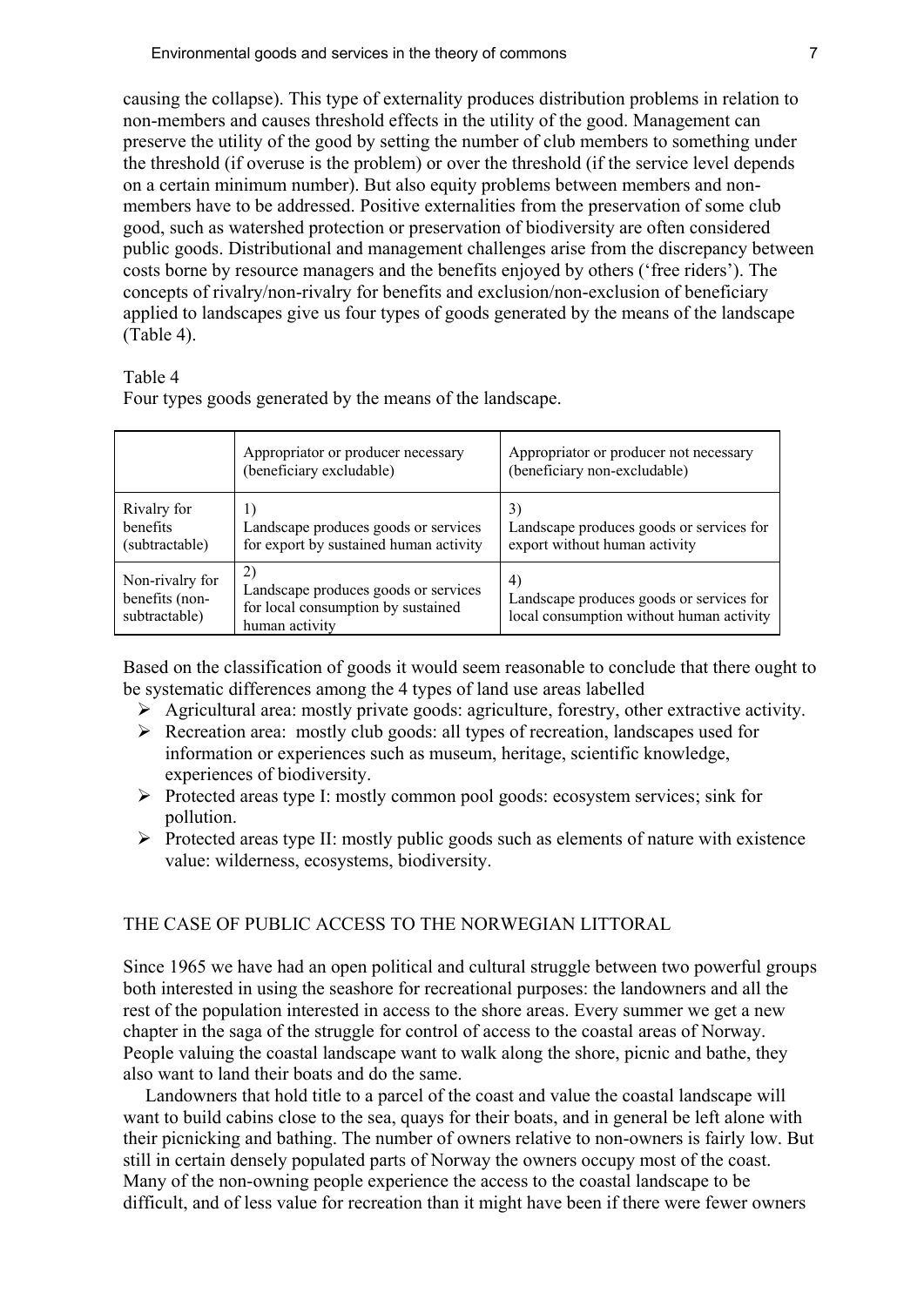causing the collapse). This type of externality produces distribution problems in relation to non-members and causes threshold effects in the utility of the good. Management can preserve the utility of the good by setting the number of club members to something under the threshold (if overuse is the problem) or over the threshold (if the service level depends on a certain minimum number). But also equity problems between members and non-members have to be addressed. Positive externalities from the preservation of some club good, such as watershed protection or preservation of biodiversity are often considered public goods. Distributional and management challenges arise from the discrepancy between costs borne by resource managers and the benefits enjoyed by others ('free riders'). The concepts of rivalry/non-rivalry for benefits and exclusion/non-exclusion of beneficiary applied to landscapes give us four types of goods generated by the means of the landscape (Table 4).

Table 4
Four types goods generated by the means of the landscape.

| | Appropriator or producer necessary (beneficiary excludable) | Appropriator or producer not necessary (beneficiary non-excludable) |
|---|---|---|
| Rivalry for benefits (subtractable) | 1) Landscape produces goods or services for export by sustained human activity | 3) Landscape produces goods or services for export without human activity |
| Non-rivalry for benefits (non-subtractable) | 2) Landscape produces goods or services for local consumption by sustained human activity | 4) Landscape produces goods or services for local consumption without human activity |

Based on the classification of goods it would seem reasonable to conclude that there ought to be systematic differences among the 4 types of land use areas labelled

- Agricultural area: mostly private goods: agriculture, forestry, other extractive activity.
- Recreation area: mostly club goods: all types of recreation, landscapes used for information or experiences such as museum, heritage, scientific knowledge, experiences of biodiversity.
- Protected areas type I: mostly common pool goods: ecosystem services; sink for pollution.
- Protected areas type II: mostly public goods such as elements of nature with existence value: wilderness, ecosystems, biodiversity.

## THE CASE OF PUBLIC ACCESS TO THE NORWEGIAN LITTORAL

Since 1965 we have had an open political and cultural struggle between two powerful groups both interested in using the seashore for recreational purposes: the landowners and all the rest of the population interested in access to the shore areas. Every summer we get a new chapter in the saga of the struggle for control of access to the coastal areas of Norway. People valuing the coastal landscape want to walk along the shore, picnic and bathe, they also want to land their boats and do the same.

Landowners that hold title to a parcel of the coast and value the coastal landscape will want to build cabins close to the sea, quays for their boats, and in general be left alone with their picnicking and bathing. The number of owners relative to non-owners is fairly low. But still in certain densely populated parts of Norway the owners occupy most of the coast. Many of the non-owning people experience the access to the coastal landscape to be difficult, and of less value for recreation than it might have been if there were fewer owners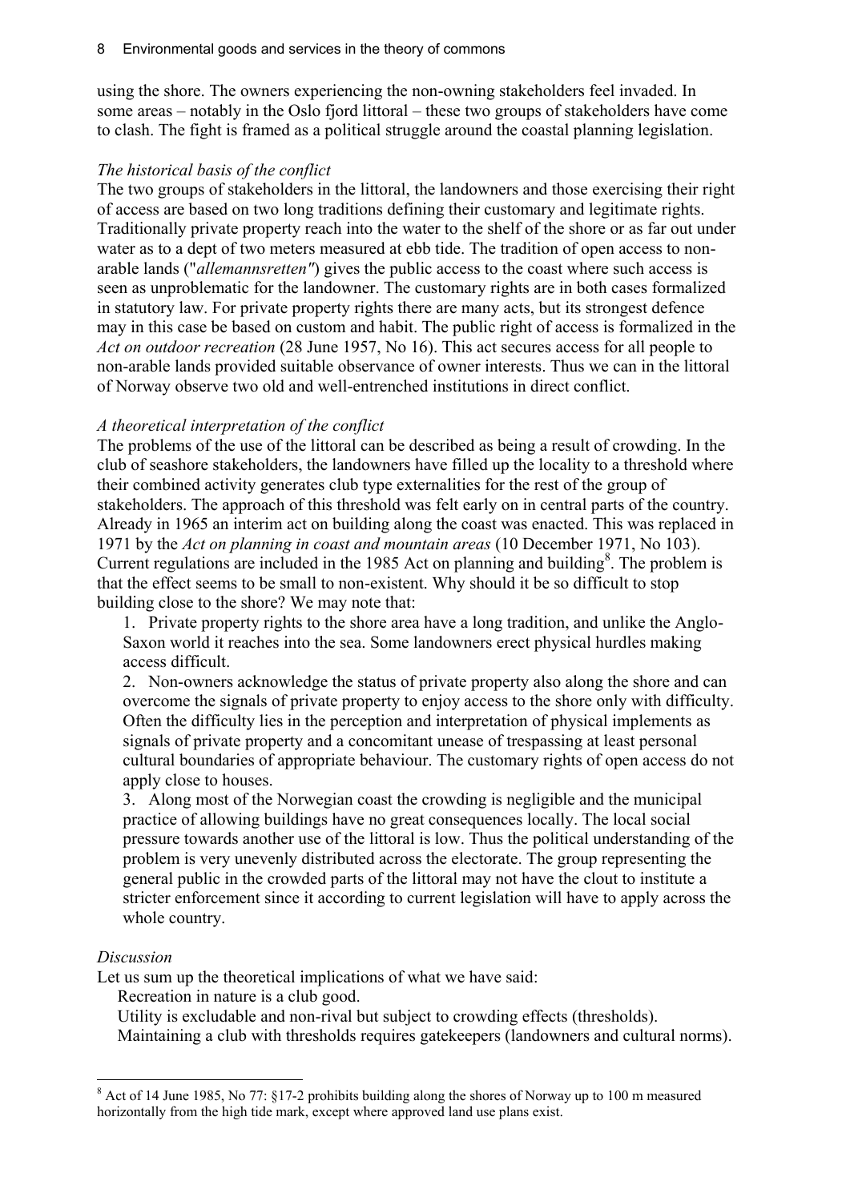using the shore. The owners experiencing the non-owning stakeholders feel invaded. In some areas – notably in the Oslo fjord littoral – these two groups of stakeholders have come to clash. The fight is framed as a political struggle around the coastal planning legislation.

*The historical basis of the conflict*

The two groups of stakeholders in the littoral, the landowners and those exercising their right of access are based on two long traditions defining their customary and legitimate rights. Traditionally private property reach into the water to the shelf of the shore or as far out under water as to a dept of two meters measured at ebb tide. The tradition of open access to non-arable lands ("*allemannsretten"*) gives the public access to the coast where such access is seen as unproblematic for the landowner. The customary rights are in both cases formalized in statutory law. For private property rights there are many acts, but its strongest defence may in this case be based on custom and habit. The public right of access is formalized in the *Act on outdoor recreation* (28 June 1957, No 16). This act secures access for all people to non-arable lands provided suitable observance of owner interests. Thus we can in the littoral of Norway observe two old and well-entrenched institutions in direct conflict.

*A theoretical interpretation of the conflict*

The problems of the use of the littoral can be described as being a result of crowding. In the club of seashore stakeholders, the landowners have filled up the locality to a threshold where their combined activity generates club type externalities for the rest of the group of stakeholders. The approach of this threshold was felt early on in central parts of the country. Already in 1965 an interim act on building along the coast was enacted. This was replaced in 1971 by the *Act on planning in coast and mountain areas* (10 December 1971, No 103). Current regulations are included in the 1985 Act on planning and building[8]. The problem is that the effect seems to be small to non-existent. Why should it be so difficult to stop building close to the shore? We may note that:

1. Private property rights to the shore area have a long tradition, and unlike the Anglo-Saxon world it reaches into the sea. Some landowners erect physical hurdles making access difficult.
2. Non-owners acknowledge the status of private property also along the shore and can overcome the signals of private property to enjoy access to the shore only with difficulty. Often the difficulty lies in the perception and interpretation of physical implements as signals of private property and a concomitant unease of trespassing at least personal cultural boundaries of appropriate behaviour. The customary rights of open access do not apply close to houses.
3. Along most of the Norwegian coast the crowding is negligible and the municipal practice of allowing buildings have no great consequences locally. The local social pressure towards another use of the littoral is low. Thus the political understanding of the problem is very unevenly distributed across the electorate. The group representing the general public in the crowded parts of the littoral may not have the clout to institute a stricter enforcement since it according to current legislation will have to apply across the whole country.

*Discussion*

Let us sum up the theoretical implications of what we have said:

Recreation in nature is a club good.

Utility is excludable and non-rival but subject to crowding effects (thresholds).

Maintaining a club with thresholds requires gatekeepers (landowners and cultural norms).

---

[8] Act of 14 June 1985, No 77: §17-2 prohibits building along the shores of Norway up to 100 m measured horizontally from the high tide mark, except where approved land use plans exist.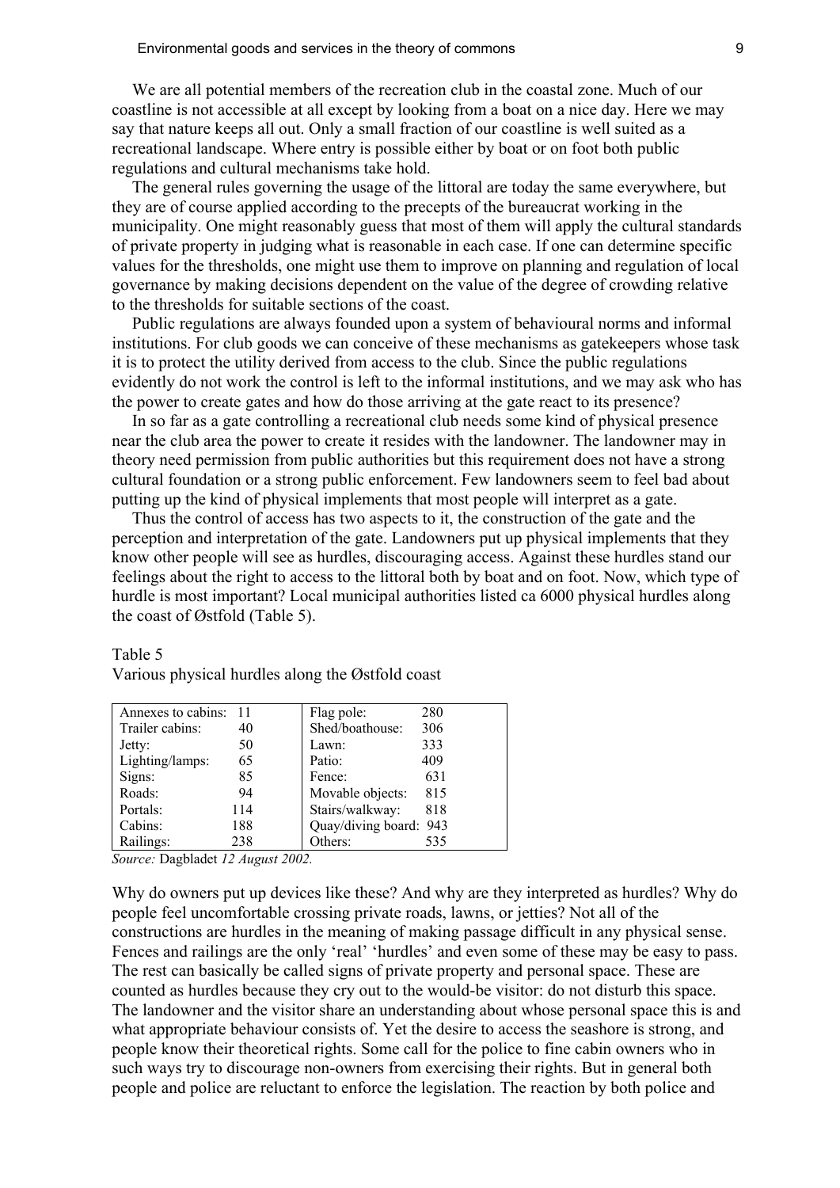We are all potential members of the recreation club in the coastal zone. Much of our coastline is not accessible at all except by looking from a boat on a nice day. Here we may say that nature keeps all out. Only a small fraction of our coastline is well suited as a recreational landscape. Where entry is possible either by boat or on foot both public regulations and cultural mechanisms take hold.

The general rules governing the usage of the littoral are today the same everywhere, but they are of course applied according to the precepts of the bureaucrat working in the municipality. One might reasonably guess that most of them will apply the cultural standards of private property in judging what is reasonable in each case. If one can determine specific values for the thresholds, one might use them to improve on planning and regulation of local governance by making decisions dependent on the value of the degree of crowding relative to the thresholds for suitable sections of the coast.

Public regulations are always founded upon a system of behavioural norms and informal institutions. For club goods we can conceive of these mechanisms as gatekeepers whose task it is to protect the utility derived from access to the club. Since the public regulations evidently do not work the control is left to the informal institutions, and we may ask who has the power to create gates and how do those arriving at the gate react to its presence?

In so far as a gate controlling a recreational club needs some kind of physical presence near the club area the power to create it resides with the landowner. The landowner may in theory need permission from public authorities but this requirement does not have a strong cultural foundation or a strong public enforcement. Few landowners seem to feel bad about putting up the kind of physical implements that most people will interpret as a gate.

Thus the control of access has two aspects to it, the construction of the gate and the perception and interpretation of the gate. Landowners put up physical implements that they know other people will see as hurdles, discouraging access. Against these hurdles stand our feelings about the right to access to the littoral both by boat and on foot. Now, which type of hurdle is most important? Local municipal authorities listed ca 6000 physical hurdles along the coast of Østfold (Table 5).

Table 5
Various physical hurdles along the Østfold coast

| | | | |
|---|---|---|---|
| Annexes to cabins: | 11 | Flag pole: | 280 |
| Trailer cabins: | 40 | Shed/boathouse: | 306 |
| Jetty: | 50 | Lawn: | 333 |
| Lighting/lamps: | 65 | Patio: | 409 |
| Signs: | 85 | Fence: | 631 |
| Roads: | 94 | Movable objects: | 815 |
| Portals: | 114 | Stairs/walkway: | 818 |
| Cabins: | 188 | Quay/diving board: | 943 |
| Railings: | 238 | Others: | 535 |

*Source:* Dagbladet *12 August 2002.*

Why do owners put up devices like these? And why are they interpreted as hurdles? Why do people feel uncomfortable crossing private roads, lawns, or jetties? Not all of the constructions are hurdles in the meaning of making passage difficult in any physical sense. Fences and railings are the only 'real' 'hurdles' and even some of these may be easy to pass. The rest can basically be called signs of private property and personal space. These are counted as hurdles because they cry out to the would-be visitor: do not disturb this space. The landowner and the visitor share an understanding about whose personal space this is and what appropriate behaviour consists of. Yet the desire to access the seashore is strong, and people know their theoretical rights. Some call for the police to fine cabin owners who in such ways try to discourage non-owners from exercising their rights. But in general both people and police are reluctant to enforce the legislation. The reaction by both police and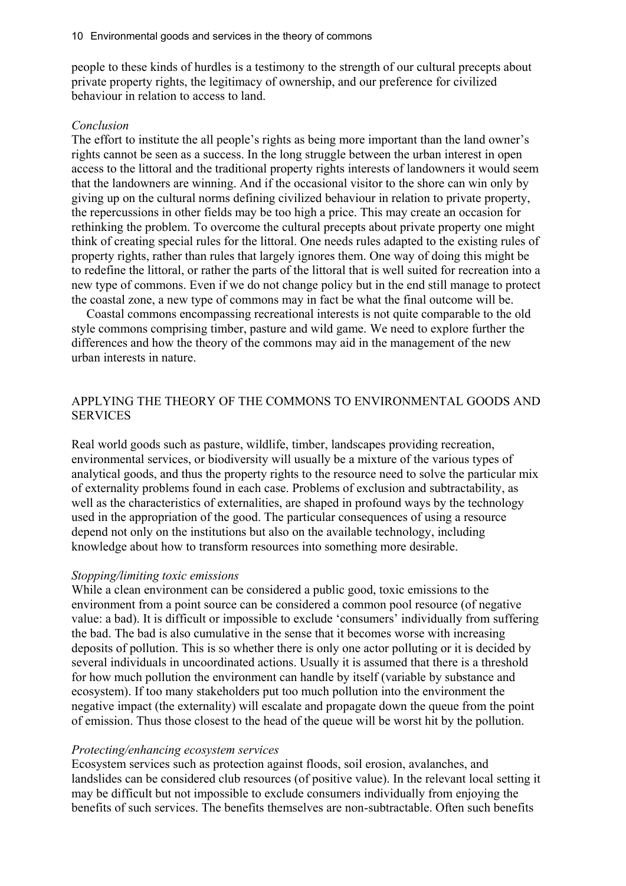people to these kinds of hurdles is a testimony to the strength of our cultural precepts about private property rights, the legitimacy of ownership, and our preference for civilized behaviour in relation to access to land.

*Conclusion*

The effort to institute the all people's rights as being more important than the land owner's rights cannot be seen as a success. In the long struggle between the urban interest in open access to the littoral and the traditional property rights interests of landowners it would seem that the landowners are winning. And if the occasional visitor to the shore can win only by giving up on the cultural norms defining civilized behaviour in relation to private property, the repercussions in other fields may be too high a price. This may create an occasion for rethinking the problem. To overcome the cultural precepts about private property one might think of creating special rules for the littoral. One needs rules adapted to the existing rules of property rights, rather than rules that largely ignores them. One way of doing this might be to redefine the littoral, or rather the parts of the littoral that is well suited for recreation into a new type of commons. Even if we do not change policy but in the end still manage to protect the coastal zone, a new type of commons may in fact be what the final outcome will be.

Coastal commons encompassing recreational interests is not quite comparable to the old style commons comprising timber, pasture and wild game. We need to explore further the differences and how the theory of the commons may aid in the management of the new urban interests in nature.

## APPLYING THE THEORY OF THE COMMONS TO ENVIRONMENTAL GOODS AND SERVICES

Real world goods such as pasture, wildlife, timber, landscapes providing recreation, environmental services, or biodiversity will usually be a mixture of the various types of analytical goods, and thus the property rights to the resource need to solve the particular mix of externality problems found in each case. Problems of exclusion and subtractability, as well as the characteristics of externalities, are shaped in profound ways by the technology used in the appropriation of the good. The particular consequences of using a resource depend not only on the institutions but also on the available technology, including knowledge about how to transform resources into something more desirable.

*Stopping/limiting toxic emissions*

While a clean environment can be considered a public good, toxic emissions to the environment from a point source can be considered a common pool resource (of negative value: a bad). It is difficult or impossible to exclude 'consumers' individually from suffering the bad. The bad is also cumulative in the sense that it becomes worse with increasing deposits of pollution. This is so whether there is only one actor polluting or it is decided by several individuals in uncoordinated actions. Usually it is assumed that there is a threshold for how much pollution the environment can handle by itself (variable by substance and ecosystem). If too many stakeholders put too much pollution into the environment the negative impact (the externality) will escalate and propagate down the queue from the point of emission. Thus those closest to the head of the queue will be worst hit by the pollution.

*Protecting/enhancing ecosystem services*

Ecosystem services such as protection against floods, soil erosion, avalanches, and landslides can be considered club resources (of positive value). In the relevant local setting it may be difficult but not impossible to exclude consumers individually from enjoying the benefits of such services. The benefits themselves are non-subtractable. Often such benefits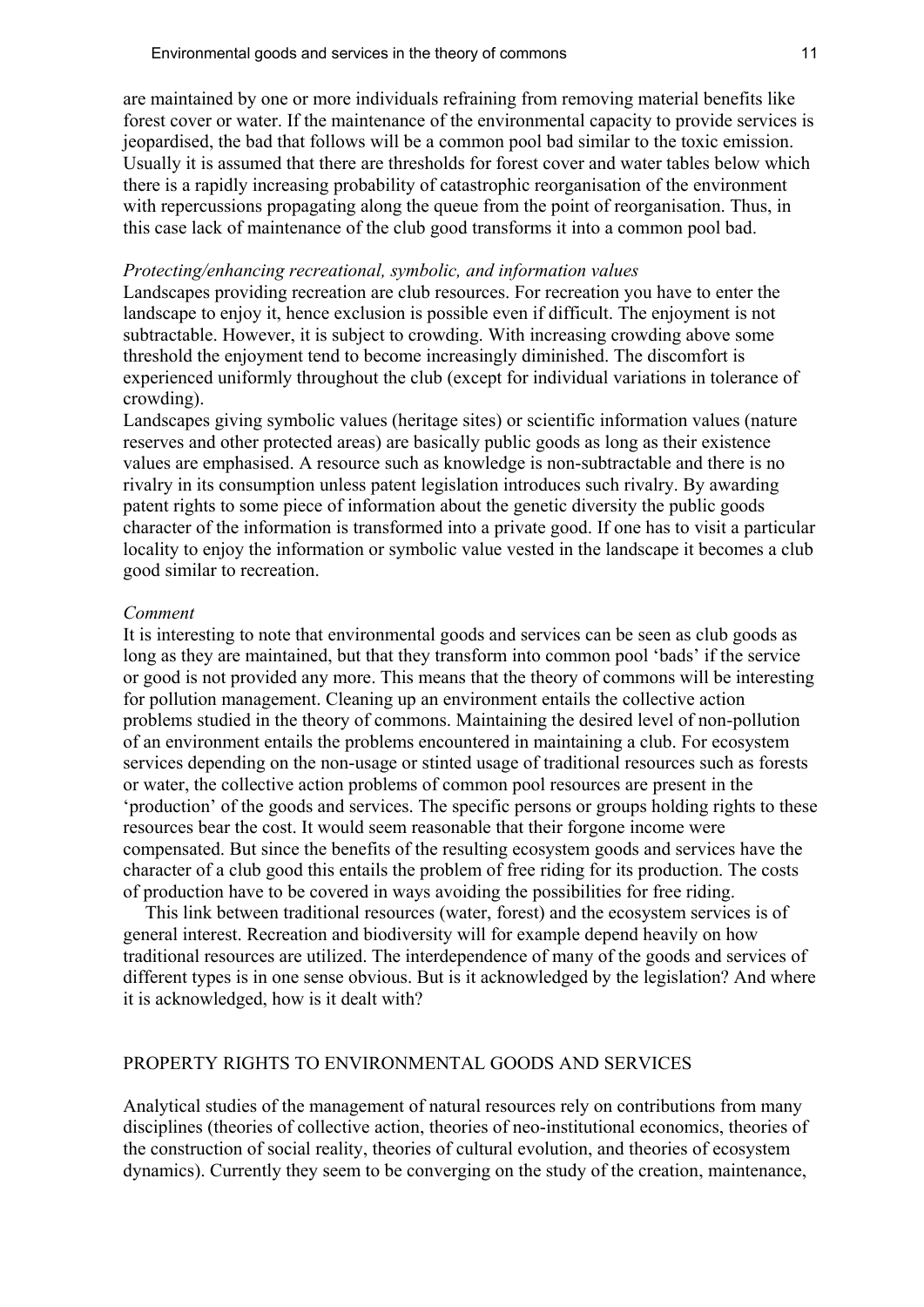are maintained by one or more individuals refraining from removing material benefits like forest cover or water. If the maintenance of the environmental capacity to provide services is jeopardised, the bad that follows will be a common pool bad similar to the toxic emission. Usually it is assumed that there are thresholds for forest cover and water tables below which there is a rapidly increasing probability of catastrophic reorganisation of the environment with repercussions propagating along the queue from the point of reorganisation. Thus, in this case lack of maintenance of the club good transforms it into a common pool bad.

*Protecting/enhancing recreational, symbolic, and information values*

Landscapes providing recreation are club resources. For recreation you have to enter the landscape to enjoy it, hence exclusion is possible even if difficult. The enjoyment is not subtractable. However, it is subject to crowding. With increasing crowding above some threshold the enjoyment tend to become increasingly diminished. The discomfort is experienced uniformly throughout the club (except for individual variations in tolerance of crowding).

Landscapes giving symbolic values (heritage sites) or scientific information values (nature reserves and other protected areas) are basically public goods as long as their existence values are emphasised. A resource such as knowledge is non-subtractable and there is no rivalry in its consumption unless patent legislation introduces such rivalry. By awarding patent rights to some piece of information about the genetic diversity the public goods character of the information is transformed into a private good. If one has to visit a particular locality to enjoy the information or symbolic value vested in the landscape it becomes a club good similar to recreation.

*Comment*

It is interesting to note that environmental goods and services can be seen as club goods as long as they are maintained, but that they transform into common pool 'bads' if the service or good is not provided any more. This means that the theory of commons will be interesting for pollution management. Cleaning up an environment entails the collective action problems studied in the theory of commons. Maintaining the desired level of non-pollution of an environment entails the problems encountered in maintaining a club. For ecosystem services depending on the non-usage or stinted usage of traditional resources such as forests or water, the collective action problems of common pool resources are present in the 'production' of the goods and services. The specific persons or groups holding rights to these resources bear the cost. It would seem reasonable that their forgone income were compensated. But since the benefits of the resulting ecosystem goods and services have the character of a club good this entails the problem of free riding for its production. The costs of production have to be covered in ways avoiding the possibilities for free riding.

This link between traditional resources (water, forest) and the ecosystem services is of general interest. Recreation and biodiversity will for example depend heavily on how traditional resources are utilized. The interdependence of many of the goods and services of different types is in one sense obvious. But is it acknowledged by the legislation? And where it is acknowledged, how is it dealt with?

## PROPERTY RIGHTS TO ENVIRONMENTAL GOODS AND SERVICES

Analytical studies of the management of natural resources rely on contributions from many disciplines (theories of collective action, theories of neo-institutional economics, theories of the construction of social reality, theories of cultural evolution, and theories of ecosystem dynamics). Currently they seem to be converging on the study of the creation, maintenance,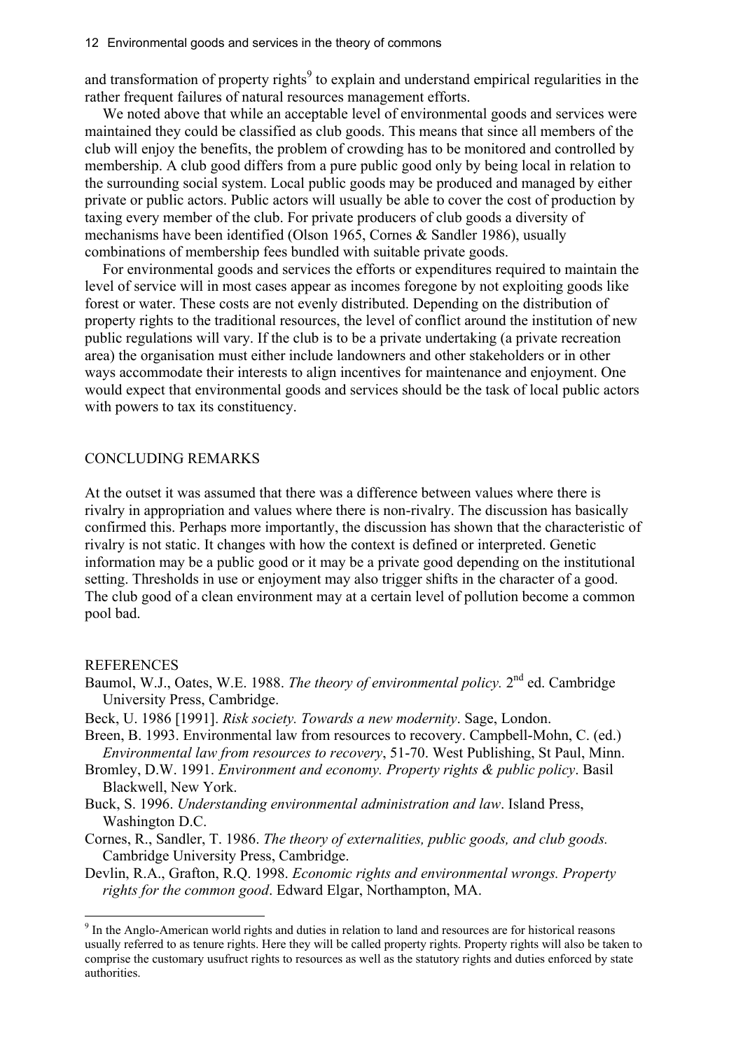and transformation of property rights[9] to explain and understand empirical regularities in the rather frequent failures of natural resources management efforts.

We noted above that while an acceptable level of environmental goods and services were maintained they could be classified as club goods. This means that since all members of the club will enjoy the benefits, the problem of crowding has to be monitored and controlled by membership. A club good differs from a pure public good only by being local in relation to the surrounding social system. Local public goods may be produced and managed by either private or public actors. Public actors will usually be able to cover the cost of production by taxing every member of the club. For private producers of club goods a diversity of mechanisms have been identified (Olson 1965, Cornes & Sandler 1986), usually combinations of membership fees bundled with suitable private goods.

For environmental goods and services the efforts or expenditures required to maintain the level of service will in most cases appear as incomes foregone by not exploiting goods like forest or water. These costs are not evenly distributed. Depending on the distribution of property rights to the traditional resources, the level of conflict around the institution of new public regulations will vary. If the club is to be a private undertaking (a private recreation area) the organisation must either include landowners and other stakeholders or in other ways accommodate their interests to align incentives for maintenance and enjoyment. One would expect that environmental goods and services should be the task of local public actors with powers to tax its constituency.

## CONCLUDING REMARKS

At the outset it was assumed that there was a difference between values where there is rivalry in appropriation and values where there is non-rivalry. The discussion has basically confirmed this. Perhaps more importantly, the discussion has shown that the characteristic of rivalry is not static. It changes with how the context is defined or interpreted. Genetic information may be a public good or it may be a private good depending on the institutional setting. Thresholds in use or enjoyment may also trigger shifts in the character of a good. The club good of a clean environment may at a certain level of pollution become a common pool bad.

## REFERENCES

Baumol, W.J., Oates, W.E. 1988. *The theory of environmental policy.* 2nd ed. Cambridge University Press, Cambridge.

Beck, U. 1986 [1991]. *Risk society. Towards a new modernity*. Sage, London.

Breen, B. 1993. Environmental law from resources to recovery. Campbell-Mohn, C. (ed.) *Environmental law from resources to recovery*, 51-70. West Publishing, St Paul, Minn.

Bromley, D.W. 1991. *Environment and economy. Property rights & public policy*. Basil Blackwell, New York.

Buck, S. 1996. *Understanding environmental administration and law*. Island Press, Washington D.C.

Cornes, R., Sandler, T. 1986. *The theory of externalities, public goods, and club goods.* Cambridge University Press, Cambridge.

Devlin, R.A., Grafton, R.Q. 1998. *Economic rights and environmental wrongs. Property rights for the common good*. Edward Elgar, Northampton, MA.

[9] In the Anglo-American world rights and duties in relation to land and resources are for historical reasons usually referred to as tenure rights. Here they will be called property rights. Property rights will also be taken to comprise the customary usufruct rights to resources as well as the statutory rights and duties enforced by state authorities.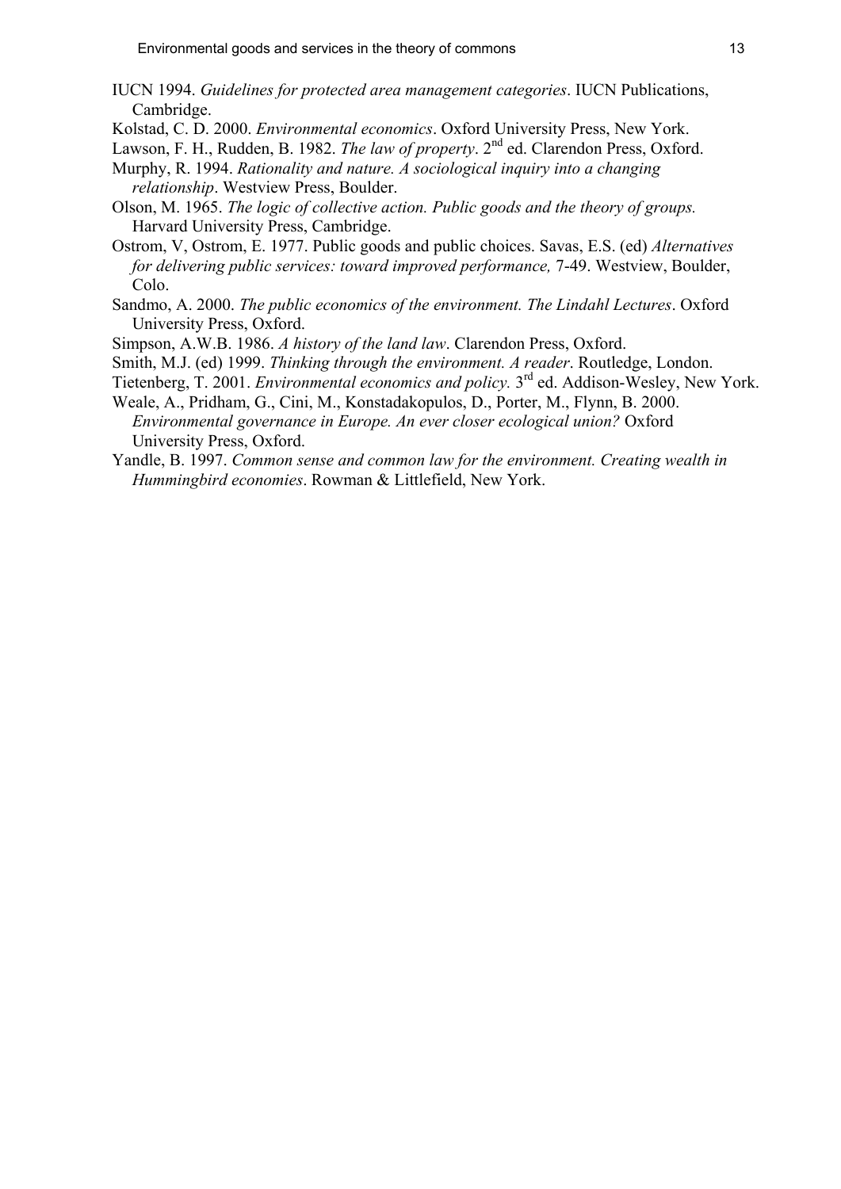IUCN 1994. *Guidelines for protected area management categories*. IUCN Publications, Cambridge.

Kolstad, C. D. 2000. *Environmental economics*. Oxford University Press, New York.

Lawson, F. H., Rudden, B. 1982. *The law of property*. 2nd ed. Clarendon Press, Oxford.

Murphy, R. 1994. *Rationality and nature. A sociological inquiry into a changing relationship*. Westview Press, Boulder.

Olson, M. 1965. *The logic of collective action. Public goods and the theory of groups.* Harvard University Press, Cambridge.

Ostrom, V, Ostrom, E. 1977. Public goods and public choices. Savas, E.S. (ed) *Alternatives for delivering public services: toward improved performance,* 7-49. Westview, Boulder, Colo.

Sandmo, A. 2000. *The public economics of the environment. The Lindahl Lectures*. Oxford University Press, Oxford.

Simpson, A.W.B. 1986. *A history of the land law*. Clarendon Press, Oxford.

Smith, M.J. (ed) 1999. *Thinking through the environment. A reader*. Routledge, London.

Tietenberg, T. 2001. *Environmental economics and policy.* 3rd ed. Addison-Wesley, New York.

Weale, A., Pridham, G., Cini, M., Konstadakopulos, D., Porter, M., Flynn, B. 2000. *Environmental governance in Europe. An ever closer ecological union?* Oxford University Press, Oxford.

Yandle, B. 1997. *Common sense and common law for the environment. Creating wealth in Hummingbird economies*. Rowman & Littlefield, New York.